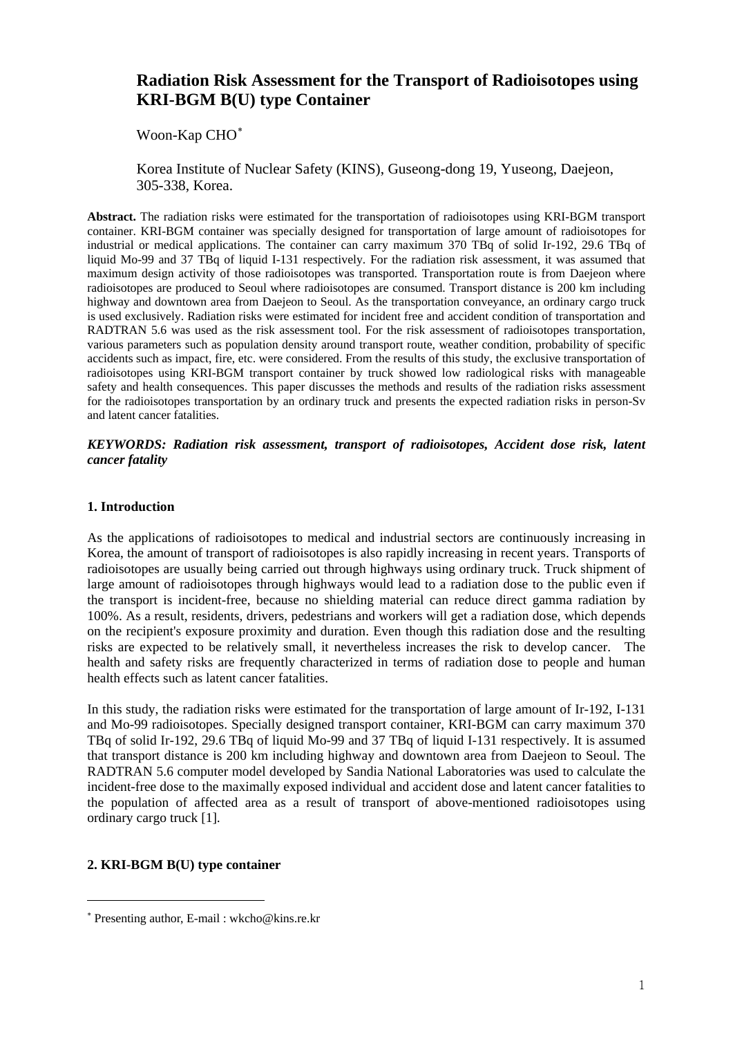# Radiation Risk Assessment for the Transport of Radioisotopes using KRI-BGM B(U) type Container

Woon-Kap CHO*

Korea Institute of Nuclear Safety (KINS), Guseong-dong 19, Yuseong, Daejeon, 305-338, Korea.

**Abstract.** The radiation risks were estimated for the transportation of radioisotopes using KRI-BGM transport container. KRI-BGM container was specially designed for transportation of large amount of radioisotopes for industrial or medical applications. The container can carry maximum 370 TBq of solid Ir-192, 29.6 TBq of liquid Mo-99 and 37 TBq of liquid I-131 respectively. For the radiation risk assessment, it was assumed that maximum design activity of those radioisotopes was transported. Transportation route is from Daejeon where radioisotopes are produced to Seoul where radioisotopes are consumed. Transport distance is 200 km including highway and downtown area from Daejeon to Seoul. As the transportation conveyance, an ordinary cargo truck is used exclusively. Radiation risks were estimated for incident free and accident condition of transportation and RADTRAN 5.6 was used as the risk assessment tool. For the risk assessment of radioisotopes transportation, various parameters such as population density around transport route, weather condition, probability of specific accidents such as impact, fire, etc. were considered. From the results of this study, the exclusive transportation of radioisotopes using KRI-BGM transport container by truck showed low radiological risks with manageable safety and health consequences. This paper discusses the methods and results of the radiation risks assessment for the radioisotopes transportation by an ordinary truck and presents the expected radiation risks in person-Sv and latent cancer fatalities.

***KEYWORDS: Radiation risk assessment, transport of radioisotopes, Accident dose risk, latent cancer fatality***

## 1. Introduction

As the applications of radioisotopes to medical and industrial sectors are continuously increasing in Korea, the amount of transport of radioisotopes is also rapidly increasing in recent years. Transports of radioisotopes are usually being carried out through highways using ordinary truck. Truck shipment of large amount of radioisotopes through highways would lead to a radiation dose to the public even if the transport is incident-free, because no shielding material can reduce direct gamma radiation by 100%. As a result, residents, drivers, pedestrians and workers will get a radiation dose, which depends on the recipient's exposure proximity and duration. Even though this radiation dose and the resulting risks are expected to be relatively small, it nevertheless increases the risk to develop cancer. The health and safety risks are frequently characterized in terms of radiation dose to people and human health effects such as latent cancer fatalities.

In this study, the radiation risks were estimated for the transportation of large amount of Ir-192, I-131 and Mo-99 radioisotopes. Specially designed transport container, KRI-BGM can carry maximum 370 TBq of solid Ir-192, 29.6 TBq of liquid Mo-99 and 37 TBq of liquid I-131 respectively. It is assumed that transport distance is 200 km including highway and downtown area from Daejeon to Seoul. The RADTRAN 5.6 computer model developed by Sandia National Laboratories was used to calculate the incident-free dose to the maximally exposed individual and accident dose and latent cancer fatalities to the population of affected area as a result of transport of above-mentioned radioisotopes using ordinary cargo truck [1].

## 2. KRI-BGM B(U) type container

* Presenting author, E-mail : wkcho@kins.re.kr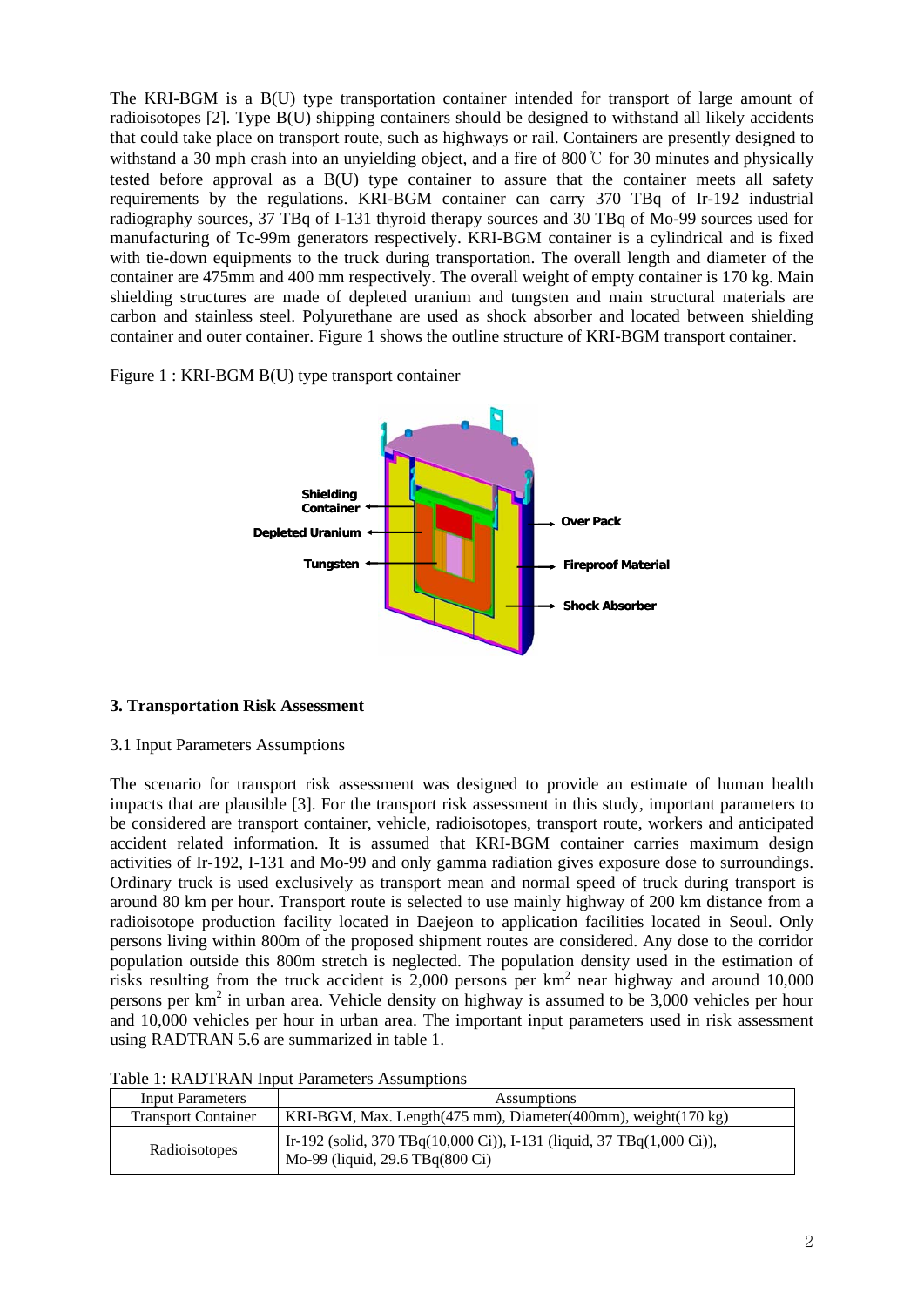The KRI-BGM is a B(U) type transportation container intended for transport of large amount of radioisotopes [2]. Type B(U) shipping containers should be designed to withstand all likely accidents that could take place on transport route, such as highways or rail. Containers are presently designed to withstand a 30 mph crash into an unyielding object, and a fire of 800℃ for 30 minutes and physically tested before approval as a B(U) type container to assure that the container meets all safety requirements by the regulations. KRI-BGM container can carry 370 TBq of Ir-192 industrial radiography sources, 37 TBq of I-131 thyroid therapy sources and 30 TBq of Mo-99 sources used for manufacturing of Tc-99m generators respectively. KRI-BGM container is a cylindrical and is fixed with tie-down equipments to the truck during transportation. The overall length and diameter of the container are 475mm and 400 mm respectively. The overall weight of empty container is 170 kg. Main shielding structures are made of depleted uranium and tungsten and main structural materials are carbon and stainless steel. Polyurethane are used as shock absorber and located between shielding container and outer container. Figure 1 shows the outline structure of KRI-BGM transport container.

Figure 1 : KRI-BGM B(U) type transport container

## 3. Transportation Risk Assessment

### 3.1 Input Parameters Assumptions

The scenario for transport risk assessment was designed to provide an estimate of human health impacts that are plausible [3]. For the transport risk assessment in this study, important parameters to be considered are transport container, vehicle, radioisotopes, transport route, workers and anticipated accident related information. It is assumed that KRI-BGM container carries maximum design activities of Ir-192, I-131 and Mo-99 and only gamma radiation gives exposure dose to surroundings. Ordinary truck is used exclusively as transport mean and normal speed of truck during transport is around 80 km per hour. Transport route is selected to use mainly highway of 200 km distance from a radioisotope production facility located in Daejeon to application facilities located in Seoul. Only persons living within 800m of the proposed shipment routes are considered. Any dose to the corridor population outside this 800m stretch is neglected. The population density used in the estimation of risks resulting from the truck accident is 2,000 persons per $km^2$ near highway and around 10,000 persons per $km^2$ in urban area. Vehicle density on highway is assumed to be 3,000 vehicles per hour and 10,000 vehicles per hour in urban area. The important input parameters used in risk assessment using RADTRAN 5.6 are summarized in table 1.

Table 1: RADTRAN Input Parameters Assumptions

| Input Parameters | Assumptions |
|---|---|
| Transport Container | KRI-BGM, Max. Length(475 mm), Diameter(400mm), weight(170 kg) |
| Radioisotopes | Ir-192 (solid, 370 TBq(10,000 Ci)), I-131 (liquid, 37 TBq(1,000 Ci)), Mo-99 (liquid, 29.6 TBq(800 Ci) |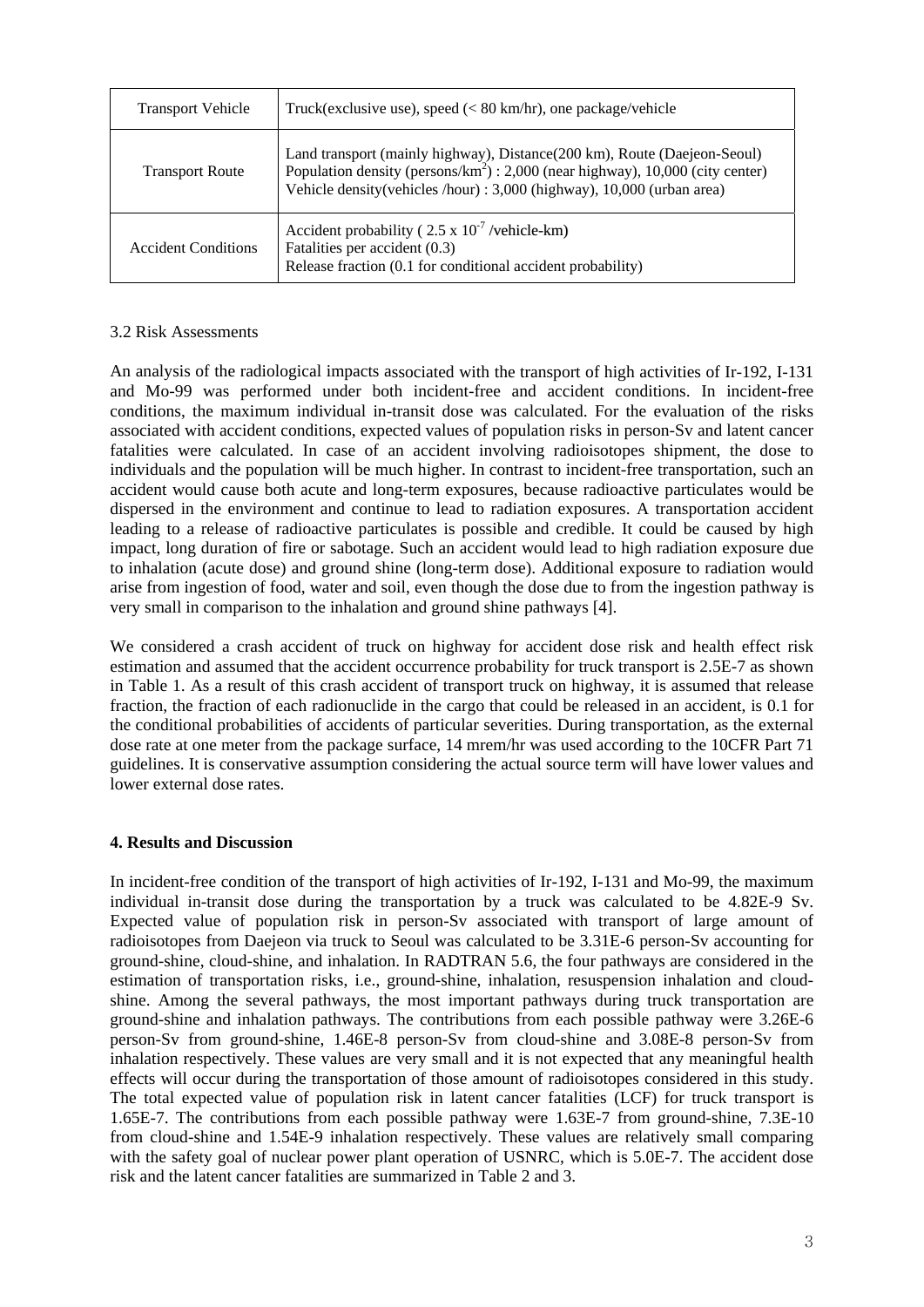| Transport Vehicle | Truck(exclusive use), speed (< 80 km/hr), one package/vehicle |
|---|---|
| Transport Route | Land transport (mainly highway), Distance(200 km), Route (Daejeon-Seoul) Population density (persons/$km^2$) : 2,000 (near highway), 10,000 (city center) Vehicle density(vehicles /hour) : 3,000 (highway), 10,000 (urban area) |
| Accident Conditions | Accident probability ( $2.5 \times 10^{-7}$ /vehicle-km) Fatalities per accident (0.3) Release fraction (0.1 for conditional accident probability) |

3.2 Risk Assessments

An analysis of the radiological impacts associated with the transport of high activities of Ir-192, I-131 and Mo-99 was performed under both incident-free and accident conditions. In incident-free conditions, the maximum individual in-transit dose was calculated. For the evaluation of the risks associated with accident conditions, expected values of population risks in person-Sv and latent cancer fatalities were calculated. In case of an accident involving radioisotopes shipment, the dose to individuals and the population will be much higher. In contrast to incident-free transportation, such an accident would cause both acute and long-term exposures, because radioactive particulates would be dispersed in the environment and continue to lead to radiation exposures. A transportation accident leading to a release of radioactive particulates is possible and credible. It could be caused by high impact, long duration of fire or sabotage. Such an accident would lead to high radiation exposure due to inhalation (acute dose) and ground shine (long-term dose). Additional exposure to radiation would arise from ingestion of food, water and soil, even though the dose due to from the ingestion pathway is very small in comparison to the inhalation and ground shine pathways [4].

We considered a crash accident of truck on highway for accident dose risk and health effect risk estimation and assumed that the accident occurrence probability for truck transport is 2.5E-7 as shown in Table 1. As a result of this crash accident of transport truck on highway, it is assumed that release fraction, the fraction of each radionuclide in the cargo that could be released in an accident, is 0.1 for the conditional probabilities of accidents of particular severities. During transportation, as the external dose rate at one meter from the package surface, 14 mrem/hr was used according to the 10CFR Part 71 guidelines. It is conservative assumption considering the actual source term will have lower values and lower external dose rates.

## 4. Results and Discussion

In incident-free condition of the transport of high activities of Ir-192, I-131 and Mo-99, the maximum individual in-transit dose during the transportation by a truck was calculated to be 4.82E-9 Sv. Expected value of population risk in person-Sv associated with transport of large amount of radioisotopes from Daejeon via truck to Seoul was calculated to be 3.31E-6 person-Sv accounting for ground-shine, cloud-shine, and inhalation. In RADTRAN 5.6, the four pathways are considered in the estimation of transportation risks, i.e., ground-shine, inhalation, resuspension inhalation and cloud-shine. Among the several pathways, the most important pathways during truck transportation are ground-shine and inhalation pathways. The contributions from each possible pathway were 3.26E-6 person-Sv from ground-shine, 1.46E-8 person-Sv from cloud-shine and 3.08E-8 person-Sv from inhalation respectively. These values are very small and it is not expected that any meaningful health effects will occur during the transportation of those amount of radioisotopes considered in this study. The total expected value of population risk in latent cancer fatalities (LCF) for truck transport is 1.65E-7. The contributions from each possible pathway were 1.63E-7 from ground-shine, 7.3E-10 from cloud-shine and 1.54E-9 inhalation respectively. These values are relatively small comparing with the safety goal of nuclear power plant operation of USNRC, which is 5.0E-7. The accident dose risk and the latent cancer fatalities are summarized in Table 2 and 3.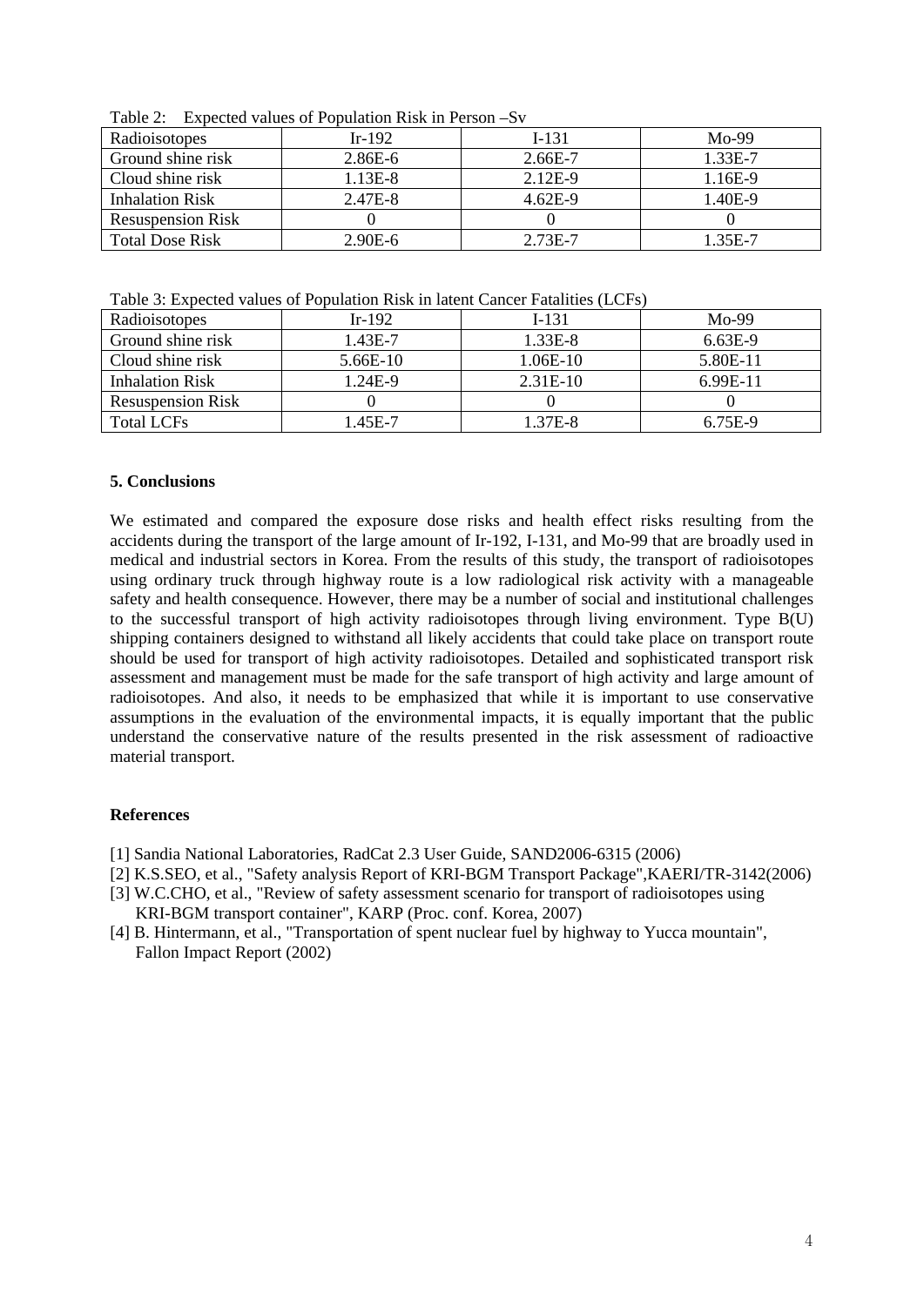Table 2: Expected values of Population Risk in Person –Sv

| Radioisotopes | Ir-192 | I-131 | Mo-99 |
|---|---|---|---|
| Ground shine risk | 2.86E-6 | 2.66E-7 | 1.33E-7 |
| Cloud shine risk | 1.13E-8 | 2.12E-9 | 1.16E-9 |
| Inhalation Risk | 2.47E-8 | 4.62E-9 | 1.40E-9 |
| Resuspension Risk | 0 | 0 | 0 |
| Total Dose Risk | 2.90E-6 | 2.73E-7 | 1.35E-7 |

Table 3: Expected values of Population Risk in latent Cancer Fatalities (LCFs)

| Radioisotopes | Ir-192 | I-131 | Mo-99 |
|---|---|---|---|
| Ground shine risk | 1.43E-7 | 1.33E-8 | 6.63E-9 |
| Cloud shine risk | 5.66E-10 | 1.06E-10 | 5.80E-11 |
| Inhalation Risk | 1.24E-9 | 2.31E-10 | 6.99E-11 |
| Resuspension Risk | 0 | 0 | 0 |
| Total LCFs | 1.45E-7 | 1.37E-8 | 6.75E-9 |

## 5. Conclusions

We estimated and compared the exposure dose risks and health effect risks resulting from the accidents during the transport of the large amount of Ir-192, I-131, and Mo-99 that are broadly used in medical and industrial sectors in Korea. From the results of this study, the transport of radioisotopes using ordinary truck through highway route is a low radiological risk activity with a manageable safety and health consequence. However, there may be a number of social and institutional challenges to the successful transport of high activity radioisotopes through living environment. Type B(U) shipping containers designed to withstand all likely accidents that could take place on transport route should be used for transport of high activity radioisotopes. Detailed and sophisticated transport risk assessment and management must be made for the safe transport of high activity and large amount of radioisotopes. And also, it needs to be emphasized that while it is important to use conservative assumptions in the evaluation of the environmental impacts, it is equally important that the public understand the conservative nature of the results presented in the risk assessment of radioactive material transport.

## References

[1] Sandia National Laboratories, RadCat 2.3 User Guide, SAND2006-6315 (2006)

[2] K.S.SEO, et al., "Safety analysis Report of KRI-BGM Transport Package",KAERI/TR-3142(2006)

[3] W.C.CHO, et al., "Review of safety assessment scenario for transport of radioisotopes using KRI-BGM transport container", KARP (Proc. conf. Korea, 2007)

[4] B. Hintermann, et al., "Transportation of spent nuclear fuel by highway to Yucca mountain", Fallon Impact Report (2002)